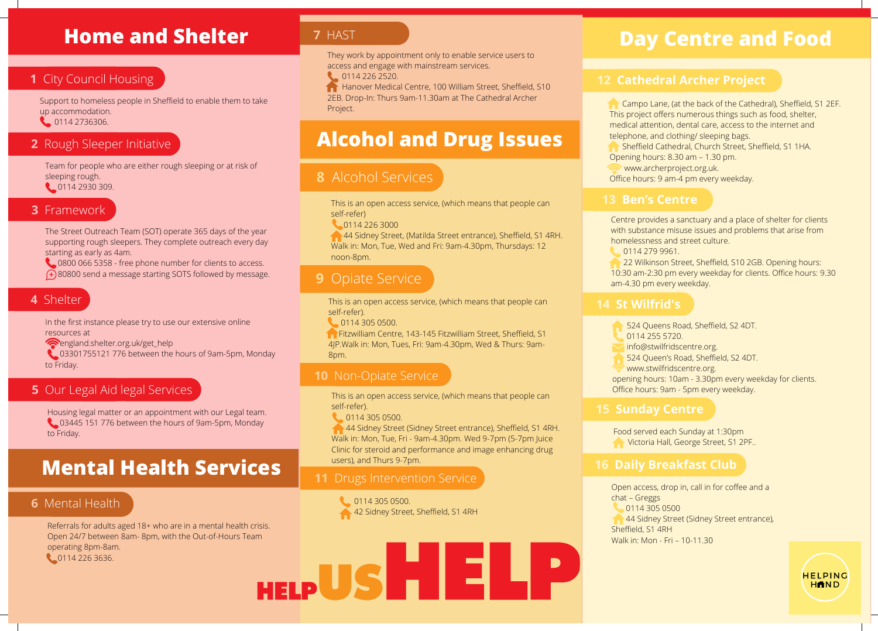# Home and Shelter

## 1 City Council Housing

Support to homeless people in Sheffield to enable them to take up accommodation.
0114 2736306.

## 2 Rough Sleeper Initiative

Team for people who are either rough sleeping or at risk of sleeping rough.
0114 2930 309.

## 3 Framework

The Street Outreach Team (SOT) operate 365 days of the year supporting rough sleepers. They complete outreach every day starting as early as 4am.
0800 066 5358 - free phone number for clients to access.
80800 send a message starting SOTS followed by message.

## 4 Shelter

In the first instance please try to use our extensive online resources at
england.shelter.org.uk/get_help
03301755121 776 between the hours of 9am-5pm, Monday to Friday.

## 5 Our Legal Aid legal Services

Housing legal matter or an appointment with our Legal team.
03445 151 776 between the hours of 9am-5pm, Monday to Friday.

# Mental Health Services

## 6 Mental Health

Referrals for adults aged 18+ who are in a mental health crisis. Open 24/7 between 8am- 8pm, with the Out-of-Hours Team operating 8pm-8am.
0114 226 3636.

## 7 HAST

They work by appointment only to enable service users to access and engage with mainstream services.
0114 226 2520.
Hanover Medical Centre, 100 William Street, Sheffield, S10 2EB. Drop-In: Thurs 9am-11.30am at The Cathedral Archer Project.

# Alcohol and Drug Issues

## 8 Alcohol Services

This is an open access service, (which means that people can self-refer)
0114 226 3000
44 Sidney Street, (Matilda Street entrance), Sheffield, S1 4RH. Walk in: Mon, Tue, Wed and Fri: 9am-4.30pm, Thursdays: 12 noon-8pm.

## 9 Opiate Service

This is an open access service, (which means that people can self-refer).
0114 305 0500.
Fitzwilliam Centre, 143-145 Fitzwilliam Street, Sheffield, S1 4JP.Walk in: Mon, Tues, Fri: 9am-4.30pm, Wed & Thurs: 9am-8pm.

## 10 Non-Opiate Service

This is an open access service, (which means that people can self-refer).
0114 305 0500.
44 Sidney Street (Sidney Street entrance), Sheffield, S1 4RH. Walk in: Mon, Tue, Fri - 9am-4.30pm. Wed 9-7pm (5-7pm Juice Clinic for steroid and performance and image enhancing drug users), and Thurs 9-7pm.

## 11 Drugs Intervention Service

0114 305 0500.
42 Sidney Street, Sheffield, S1 4RH

**HELP US HELP**

# Day Centre and Food

## 12 Cathedral Archer Project

Campo Lane, (at the back of the Cathedral), Sheffield, S1 2EF. This project offers numerous things such as food, shelter, medical attention, dental care, access to the internet and telephone, and clothing/ sleeping bags.
Sheffield Cathedral, Church Street, Sheffield, S1 1HA. Opening hours: 8.30 am – 1.30 pm.
www.archerproject.org.uk.
Office hours: 9 am-4 pm every weekday.

## 13 Ben's Centre

Centre provides a sanctuary and a place of shelter for clients with substance misuse issues and problems that arise from homelessness and street culture.
0114 279 9961.
22 Wilkinson Street, Sheffield, S10 2GB. Opening hours: 10:30 am-2:30 pm every weekday for clients. Office hours: 9.30 am-4.30 pm every weekday.

## 14 St Wilfrid's

524 Queens Road, Sheffield, S2 4DT.
0114 255 5720.
info@stwilfridscentre.org.
524 Queen's Road, Sheffield, S2 4DT.
www.stwilfridscentre.org.
opening hours: 10am - 3.30pm every weekday for clients. Office hours: 9am - 5pm every weekday.

## 15 Sunday Centre

Food served each Sunday at 1:30pm
Victoria Hall, George Street, S1 2PF..

## 16 Daily Breakfast Club

Open access, drop in, call in for coffee and a chat – Greggs
0114 305 0500
44 Sidney Street (Sidney Street entrance), Sheffield, S1 4RH
Walk in: Mon - Fri – 10-11.30

HELPING HAND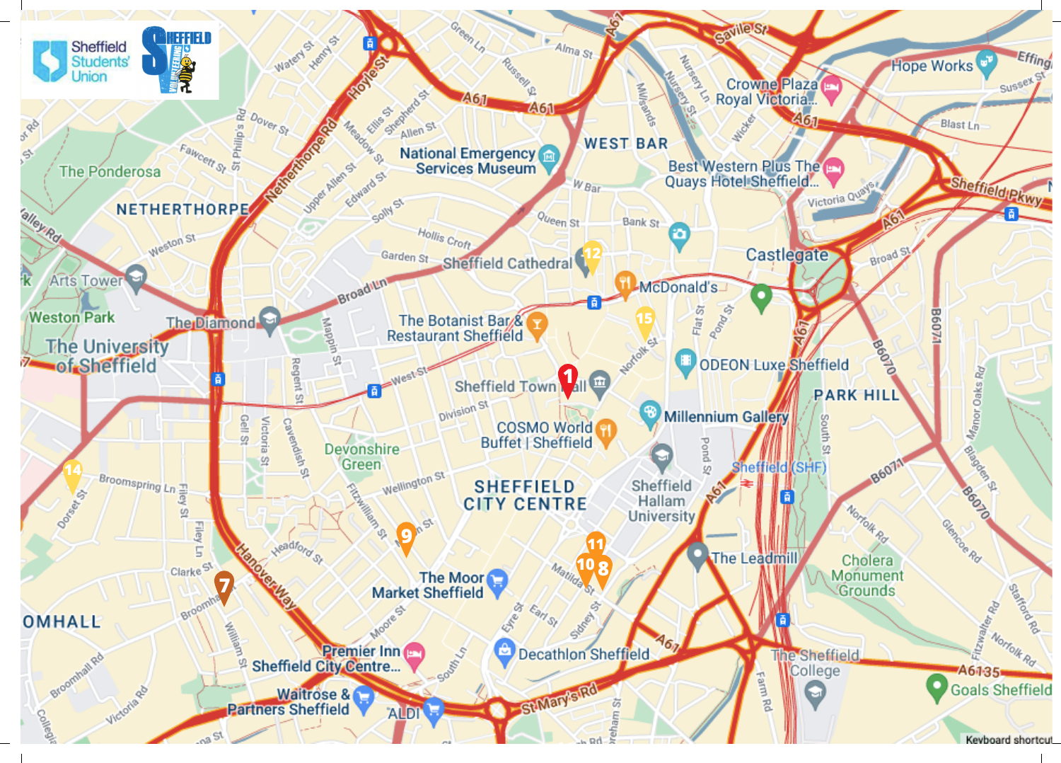Sheffield Students' Union

Sheffield Volunteering

NETHERTHORPE

WEST BAR

SHEFFIELD CITY CENTRE

PARK HILL

Castlegate

National Emergency Services Museum

Crowne Plaza Royal Victoria...

Best Western Plus The Quays Hotel Sheffield...

Hope Works

The Ponderosa

Arts Tower

Weston Park

The Diamond

The University of Sheffield

Sheffield Cathedral

McDonald's

The Botanist Bar & Restaurant Sheffield

Sheffield Town Hall

ODEON Luxe Sheffield

Millennium Gallery

COSMO World Buffet | Sheffield

Devonshire Green

Sheffield Hallam University

Sheffield (SHF)

The Leadmill

Cholera Monument Grounds

The Moor Market Sheffield

Premier Inn Sheffield City Centre...

Decathlon Sheffield

Waitrose & Partners Sheffield

ALDI

The Sheffield College

Goals Sheffield

1, 7, 8, 9, 10, 11, 12, 14, 15

Keyboard shortcut